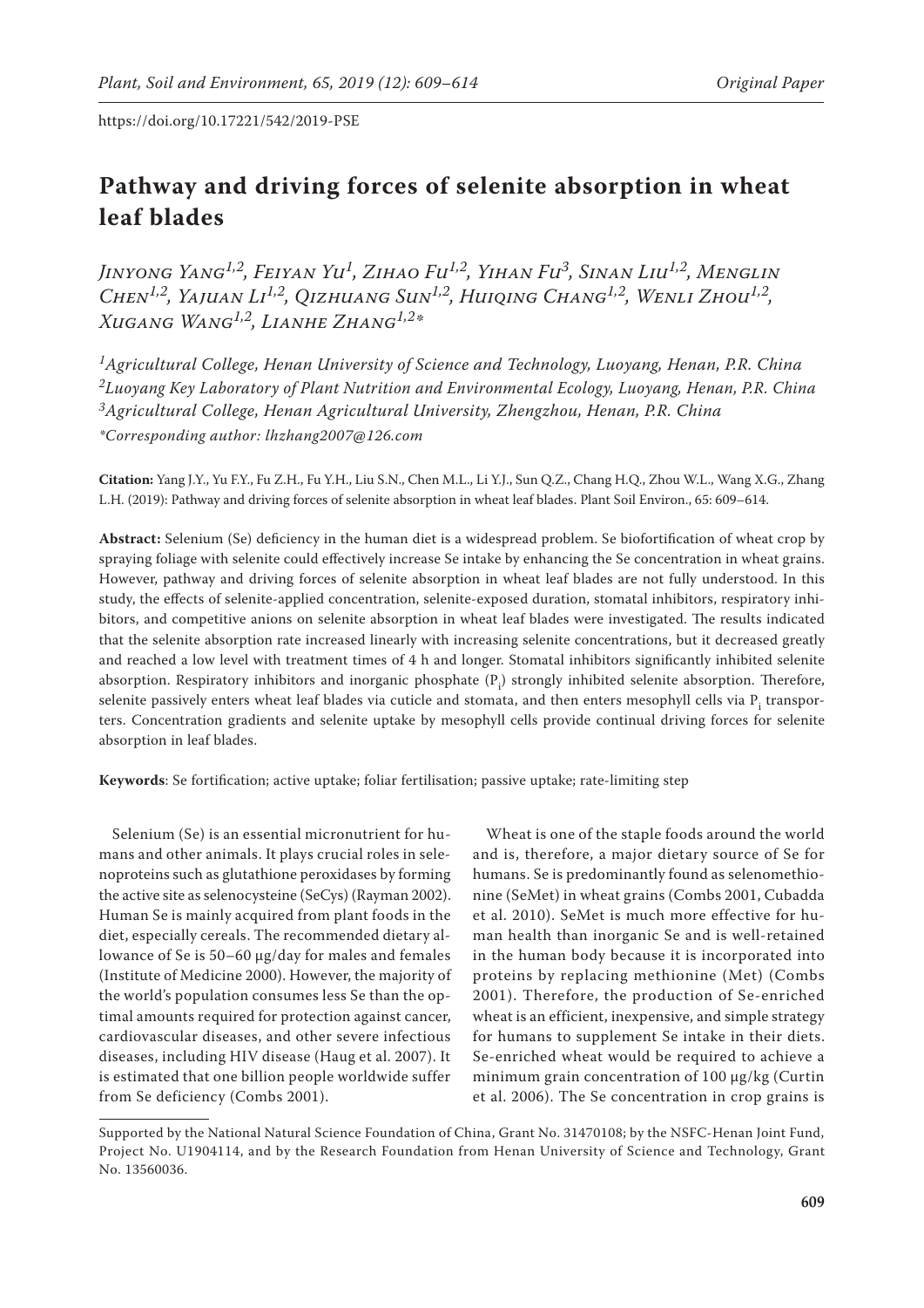https://doi.org/10.17221/542/2019-PSE

# Pathway and driving forces of selenite absorption in wheat leaf blades

*Jinyong Yang[1,2], Feiyan Yu[1], Zihao Fu[1,2], Yihan Fu[3], Sinan Liu[1,2], Menglin Chen[1,2], Yajuan Li[1,2], Qizhuang Sun[1,2], Huiqing Chang[1,2], Wenli Zhou[1,2], Xugang Wang[1,2], Lianhe Zhang[1,2]\**

*[1]Agricultural College, Henan University of Science and Technology, Luoyang, Henan, P.R. China*
*[2]Luoyang Key Laboratory of Plant Nutrition and Environmental Ecology, Luoyang, Henan, P.R. China*
*[3]Agricultural College, Henan Agricultural University, Zhengzhou, Henan, P.R. China*
*\*Corresponding author: lhzhang2007@126.com*

**Citation:** Yang J.Y., Yu F.Y., Fu Z.H., Fu Y.H., Liu S.N., Chen M.L., Li Y.J., Sun Q.Z., Chang H.Q., Zhou W.L., Wang X.G., Zhang L.H. (2019): Pathway and driving forces of selenite absorption in wheat leaf blades. Plant Soil Environ., 65: 609–614.

**Abstract:** Selenium (Se) deficiency in the human diet is a widespread problem. Se biofortification of wheat crop by spraying foliage with selenite could effectively increase Se intake by enhancing the Se concentration in wheat grains. However, pathway and driving forces of selenite absorption in wheat leaf blades are not fully understood. In this study, the effects of selenite-applied concentration, selenite-exposed duration, stomatal inhibitors, respiratory inhibitors, and competitive anions on selenite absorption in wheat leaf blades were investigated. The results indicated that the selenite absorption rate increased linearly with increasing selenite concentrations, but it decreased greatly and reached a low level with treatment times of 4 h and longer. Stomatal inhibitors significantly inhibited selenite absorption. Respiratory inhibitors and inorganic phosphate ($P_i$) strongly inhibited selenite absorption. Therefore, selenite passively enters wheat leaf blades via cuticle and stomata, and then enters mesophyll cells via $P_i$ transporters. Concentration gradients and selenite uptake by mesophyll cells provide continual driving forces for selenite absorption in leaf blades.

**Keywords**: Se fortification; active uptake; foliar fertilisation; passive uptake; rate-limiting step

Selenium (Se) is an essential micronutrient for humans and other animals. It plays crucial roles in selenoproteins such as glutathione peroxidases by forming the active site as selenocysteine (SeCys) (Rayman 2002). Human Se is mainly acquired from plant foods in the diet, especially cereals. The recommended dietary allowance of Se is 50–60 μg/day for males and females (Institute of Medicine 2000). However, the majority of the world's population consumes less Se than the optimal amounts required for protection against cancer, cardiovascular diseases, and other severe infectious diseases, including HIV disease (Haug et al. 2007). It is estimated that one billion people worldwide suffer from Se deficiency (Combs 2001).

Wheat is one of the staple foods around the world and is, therefore, a major dietary source of Se for humans. Se is predominantly found as selenomethionine (SeMet) in wheat grains (Combs 2001, Cubadda et al. 2010). SeMet is much more effective for human health than inorganic Se and is well-retained in the human body because it is incorporated into proteins by replacing methionine (Met) (Combs 2001). Therefore, the production of Se-enriched wheat is an efficient, inexpensive, and simple strategy for humans to supplement Se intake in their diets. Se-enriched wheat would be required to achieve a minimum grain concentration of 100 μg/kg (Curtin et al. 2006). The Se concentration in crop grains is

Supported by the National Natural Science Foundation of China, Grant No. 31470108; by the NSFC-Henan Joint Fund, Project No. U1904114, and by the Research Foundation from Henan University of Science and Technology, Grant No. 13560036.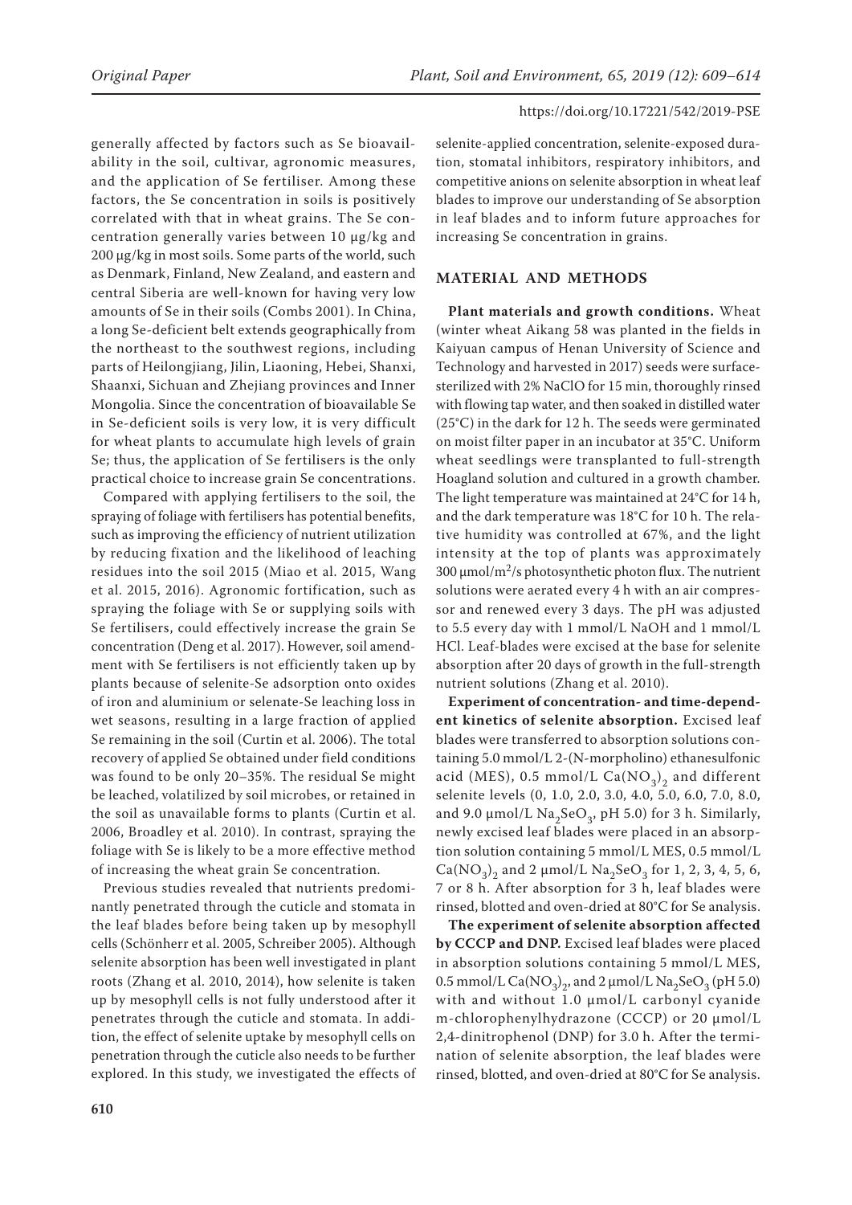generally affected by factors such as Se bioavailability in the soil, cultivar, agronomic measures, and the application of Se fertiliser. Among these factors, the Se concentration in soils is positively correlated with that in wheat grains. The Se concentration generally varies between 10 µg/kg and 200 µg/kg in most soils. Some parts of the world, such as Denmark, Finland, New Zealand, and eastern and central Siberia are well-known for having very low amounts of Se in their soils (Combs 2001). In China, a long Se-deficient belt extends geographically from the northeast to the southwest regions, including parts of Heilongjiang, Jilin, Liaoning, Hebei, Shanxi, Shaanxi, Sichuan and Zhejiang provinces and Inner Mongolia. Since the concentration of bioavailable Se in Se-deficient soils is very low, it is very difficult for wheat plants to accumulate high levels of grain Se; thus, the application of Se fertilisers is the only practical choice to increase grain Se concentrations.

Compared with applying fertilisers to the soil, the spraying of foliage with fertilisers has potential benefits, such as improving the efficiency of nutrient utilization by reducing fixation and the likelihood of leaching residues into the soil 2015 (Miao et al. 2015, Wang et al. 2015, 2016). Agronomic fortification, such as spraying the foliage with Se or supplying soils with Se fertilisers, could effectively increase the grain Se concentration (Deng et al. 2017). However, soil amendment with Se fertilisers is not efficiently taken up by plants because of selenite-Se adsorption onto oxides of iron and aluminium or selenate-Se leaching loss in wet seasons, resulting in a large fraction of applied Se remaining in the soil (Curtin et al. 2006). The total recovery of applied Se obtained under field conditions was found to be only 20–35%. The residual Se might be leached, volatilized by soil microbes, or retained in the soil as unavailable forms to plants (Curtin et al. 2006, Broadley et al. 2010). In contrast, spraying the foliage with Se is likely to be a more effective method of increasing the wheat grain Se concentration.

Previous studies revealed that nutrients predominantly penetrated through the cuticle and stomata in the leaf blades before being taken up by mesophyll cells (Schönherr et al. 2005, Schreiber 2005). Although selenite absorption has been well investigated in plant roots (Zhang et al. 2010, 2014), how selenite is taken up by mesophyll cells is not fully understood after it penetrates through the cuticle and stomata. In addition, the effect of selenite uptake by mesophyll cells on penetration through the cuticle also needs to be further explored. In this study, we investigated the effects of selenite-applied concentration, selenite-exposed duration, stomatal inhibitors, respiratory inhibitors, and competitive anions on selenite absorption in wheat leaf blades to improve our understanding of Se absorption in leaf blades and to inform future approaches for increasing Se concentration in grains.

## MATERIAL AND METHODS

**Plant materials and growth conditions.** Wheat (winter wheat Aikang 58 was planted in the fields in Kaiyuan campus of Henan University of Science and Technology and harvested in 2017) seeds were surface-sterilized with 2% NaClO for 15 min, thoroughly rinsed with flowing tap water, and then soaked in distilled water (25°C) in the dark for 12 h. The seeds were germinated on moist filter paper in an incubator at 35°C. Uniform wheat seedlings were transplanted to full-strength Hoagland solution and cultured in a growth chamber. The light temperature was maintained at 24°C for 14 h, and the dark temperature was 18°C for 10 h. The relative humidity was controlled at 67%, and the light intensity at the top of plants was approximately 300 µmol/$m^2$/s photosynthetic photon flux. The nutrient solutions were aerated every 4 h with an air compressor and renewed every 3 days. The pH was adjusted to 5.5 every day with 1 mmol/L NaOH and 1 mmol/L HCl. Leaf-blades were excised at the base for selenite absorption after 20 days of growth in the full-strength nutrient solutions (Zhang et al. 2010).

**Experiment of concentration- and time-dependent kinetics of selenite absorption.** Excised leaf blades were transferred to absorption solutions containing 5.0 mmol/L 2-(N-morpholino) ethanesulfonic acid (MES), 0.5 mmol/L $Ca(NO_3)_2$ and different selenite levels (0, 1.0, 2.0, 3.0, 4.0, 5.0, 6.0, 7.0, 8.0, and 9.0 µmol/L $Na_2SeO_3$, pH 5.0) for 3 h. Similarly, newly excised leaf blades were placed in an absorption solution containing 5 mmol/L MES, 0.5 mmol/L $Ca(NO_3)_2$ and 2 µmol/L $Na_2SeO_3$ for 1, 2, 3, 4, 5, 6, 7 or 8 h. After absorption for 3 h, leaf blades were rinsed, blotted and oven-dried at 80°C for Se analysis.

**The experiment of selenite absorption affected by CCCP and DNP.** Excised leaf blades were placed in absorption solutions containing 5 mmol/L MES, 0.5 mmol/L $Ca(NO_3)_2$, and 2 µmol/L $Na_2SeO_3$ (pH 5.0) with and without 1.0 µmol/L carbonyl cyanide m-chlorophenylhydrazone (CCCP) or 20 µmol/L 2,4-dinitrophenol (DNP) for 3.0 h. After the termination of selenite absorption, the leaf blades were rinsed, blotted, and oven-dried at 80°C for Se analysis.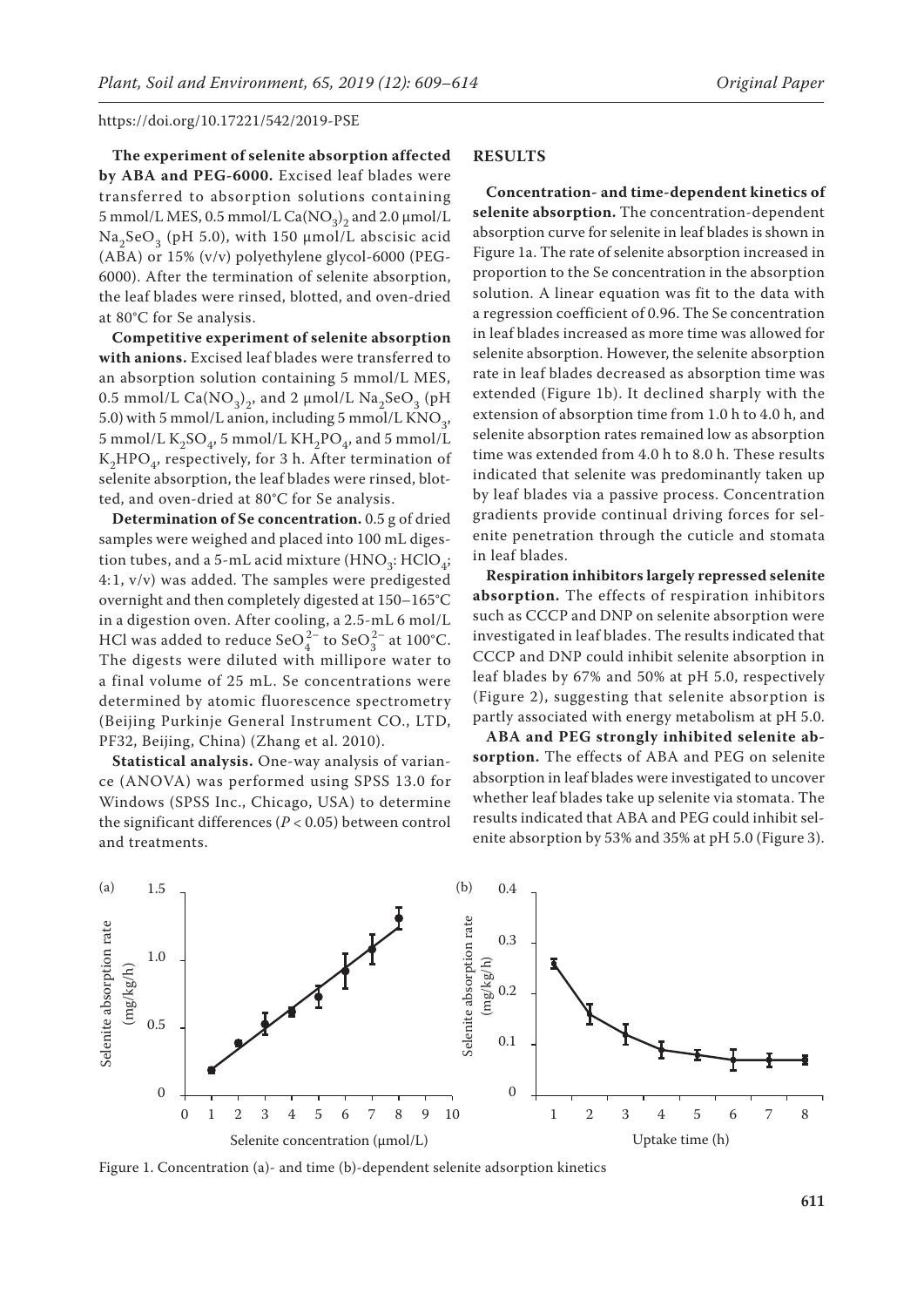**The experiment of selenite absorption affected by ABA and PEG-6000.** Excised leaf blades were transferred to absorption solutions containing 5 mmol/L MES, 0.5 mmol/L $Ca(NO_3)_2$ and 2.0 μmol/L $Na_2SeO_3$ (pH 5.0), with 150 μmol/L abscisic acid (ABA) or 15% (v/v) polyethylene glycol-6000 (PEG-6000). After the termination of selenite absorption, the leaf blades were rinsed, blotted, and oven-dried at 80°C for Se analysis.

**Competitive experiment of selenite absorption with anions.** Excised leaf blades were transferred to an absorption solution containing 5 mmol/L MES, 0.5 mmol/L $Ca(NO_3)_2$, and 2 μmol/L $Na_2SeO_3$ (pH 5.0) with 5 mmol/L anion, including 5 mmol/L $KNO_3$, 5 mmol/L $K_2SO_4$, 5 mmol/L $KH_2PO_4$, and 5 mmol/L $K_2HPO_4$, respectively, for 3 h. After termination of selenite absorption, the leaf blades were rinsed, blotted, and oven-dried at 80°C for Se analysis.

**Determination of Se concentration.** 0.5 g of dried samples were weighed and placed into 100 mL digestion tubes, and a 5-mL acid mixture ($HNO_3$: $HClO_4$; 4:1, v/v) was added. The samples were predigested overnight and then completely digested at 150–165°C in a digestion oven. After cooling, a 2.5-mL 6 mol/L HCl was added to reduce $SeO_4^{2-}$ to $SeO_3^{2-}$ at 100°C. The digests were diluted with millipore water to a final volume of 25 mL. Se concentrations were determined by atomic fluorescence spectrometry (Beijing Purkinje General Instrument CO., LTD, PF32, Beijing, China) (Zhang et al. 2010).

**Statistical analysis.** One-way analysis of variance (ANOVA) was performed using SPSS 13.0 for Windows (SPSS Inc., Chicago, USA) to determine the significant differences ($P < 0.05$) between control and treatments.

## RESULTS

**Concentration- and time-dependent kinetics of selenite absorption.** The concentration-dependent absorption curve for selenite in leaf blades is shown in Figure 1a. The rate of selenite absorption increased in proportion to the Se concentration in the absorption solution. A linear equation was fit to the data with a regression coefficient of 0.96. The Se concentration in leaf blades increased as more time was allowed for selenite absorption. However, the selenite absorption rate in leaf blades decreased as absorption time was extended (Figure 1b). It declined sharply with the extension of absorption time from 1.0 h to 4.0 h, and selenite absorption rates remained low as absorption time was extended from 4.0 h to 8.0 h. These results indicated that selenite was predominantly taken up by leaf blades via a passive process. Concentration gradients provide continual driving forces for selenite penetration through the cuticle and stomata in leaf blades.

**Respiration inhibitors largely repressed selenite absorption.** The effects of respiration inhibitors such as CCCP and DNP on selenite absorption were investigated in leaf blades. The results indicated that CCCP and DNP could inhibit selenite absorption in leaf blades by 67% and 50% at pH 5.0, respectively (Figure 2), suggesting that selenite absorption is partly associated with energy metabolism at pH 5.0.

**ABA and PEG strongly inhibited selenite absorption.** The effects of ABA and PEG on selenite absorption in leaf blades were investigated to uncover whether leaf blades take up selenite via stomata. The results indicated that ABA and PEG could inhibit selenite absorption by 53% and 35% at pH 5.0 (Figure 3).

Figure 1. Concentration (a)- and time (b)-dependent selenite adsorption kinetics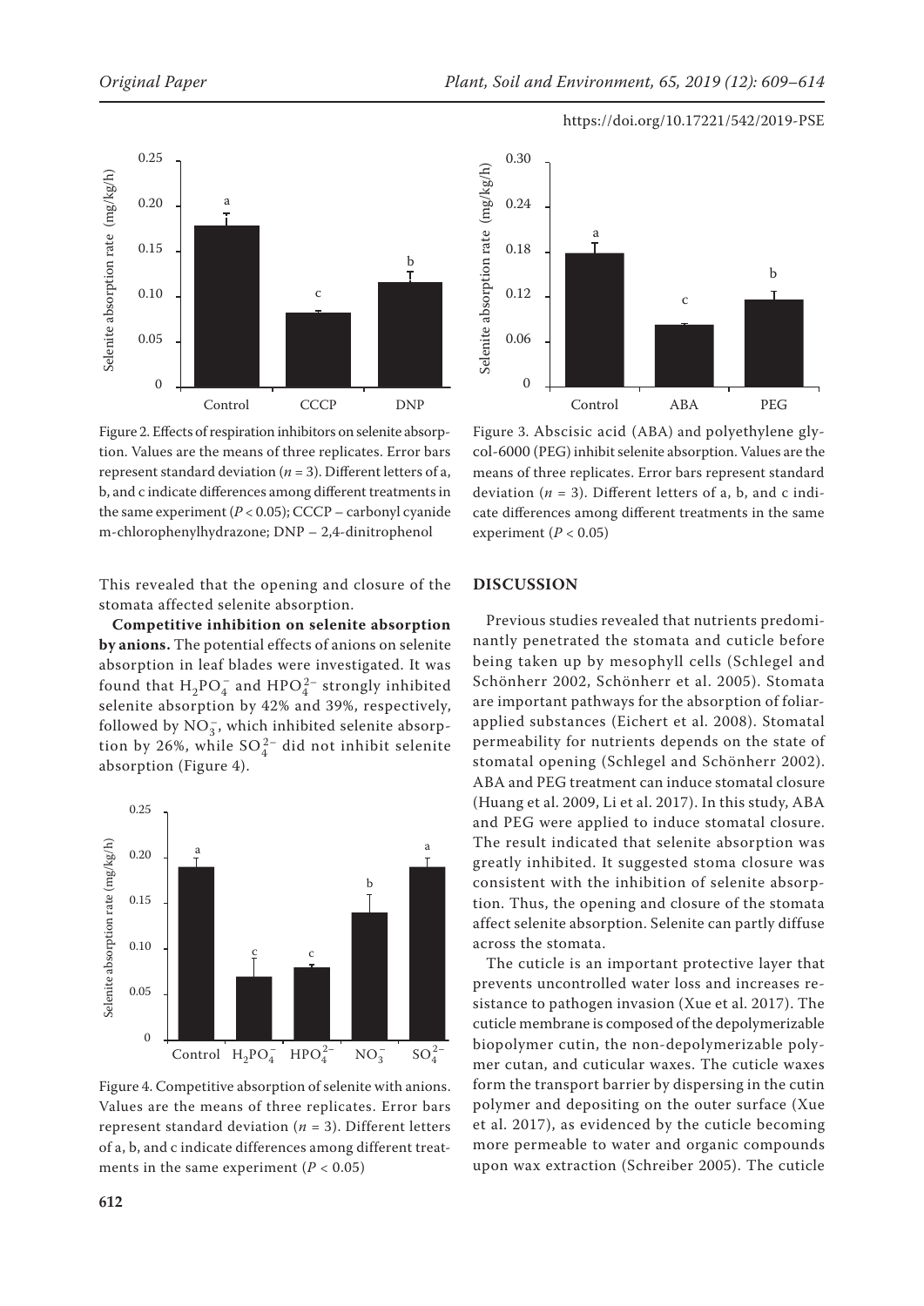Figure 2. Effects of respiration inhibitors on selenite absorption. Values are the means of three replicates. Error bars represent standard deviation ($n = 3$). Different letters of a, b, and c indicate differences among different treatments in the same experiment ($P < 0.05$); CCCP – carbonyl cyanide m-chlorophenylhydrazone; DNP – 2,4-dinitrophenol

Figure 3. Abscisic acid (ABA) and polyethylene glycol-6000 (PEG) inhibit selenite absorption. Values are the means of three replicates. Error bars represent standard deviation ($n = 3$). Different letters of a, b, and c indicate differences among different treatments in the same experiment ($P < 0.05$)

This revealed that the opening and closure of the stomata affected selenite absorption.

**Competitive inhibition on selenite absorption by anions.** The potential effects of anions on selenite absorption in leaf blades were investigated. It was found that $H_2PO_4^-$ and $HPO_4^{2-}$ strongly inhibited selenite absorption by 42% and 39%, respectively, followed by $NO_3^-$, which inhibited selenite absorption by 26%, while $SO_4^{2-}$ did not inhibit selenite absorption (Figure 4).

Figure 4. Competitive absorption of selenite with anions. Values are the means of three replicates. Error bars represent standard deviation ($n = 3$). Different letters of a, b, and c indicate differences among different treatments in the same experiment ($P < 0.05$)

## DISCUSSION

Previous studies revealed that nutrients predominantly penetrated the stomata and cuticle before being taken up by mesophyll cells (Schlegel and Schönherr 2002, Schönherr et al. 2005). Stomata are important pathways for the absorption of foliar-applied substances (Eichert et al. 2008). Stomatal permeability for nutrients depends on the state of stomatal opening (Schlegel and Schönherr 2002). ABA and PEG treatment can induce stomatal closure (Huang et al. 2009, Li et al. 2017). In this study, ABA and PEG were applied to induce stomatal closure. The result indicated that selenite absorption was greatly inhibited. It suggested stoma closure was consistent with the inhibition of selenite absorption. Thus, the opening and closure of the stomata affect selenite absorption. Selenite can partly diffuse across the stomata.

The cuticle is an important protective layer that prevents uncontrolled water loss and increases resistance to pathogen invasion (Xue et al. 2017). The cuticle membrane is composed of the depolymerizable biopolymer cutin, the non-depolymerizable polymer cutan, and cuticular waxes. The cuticle waxes form the transport barrier by dispersing in the cutin polymer and depositing on the outer surface (Xue et al. 2017), as evidenced by the cuticle becoming more permeable to water and organic compounds upon wax extraction (Schreiber 2005). The cuticle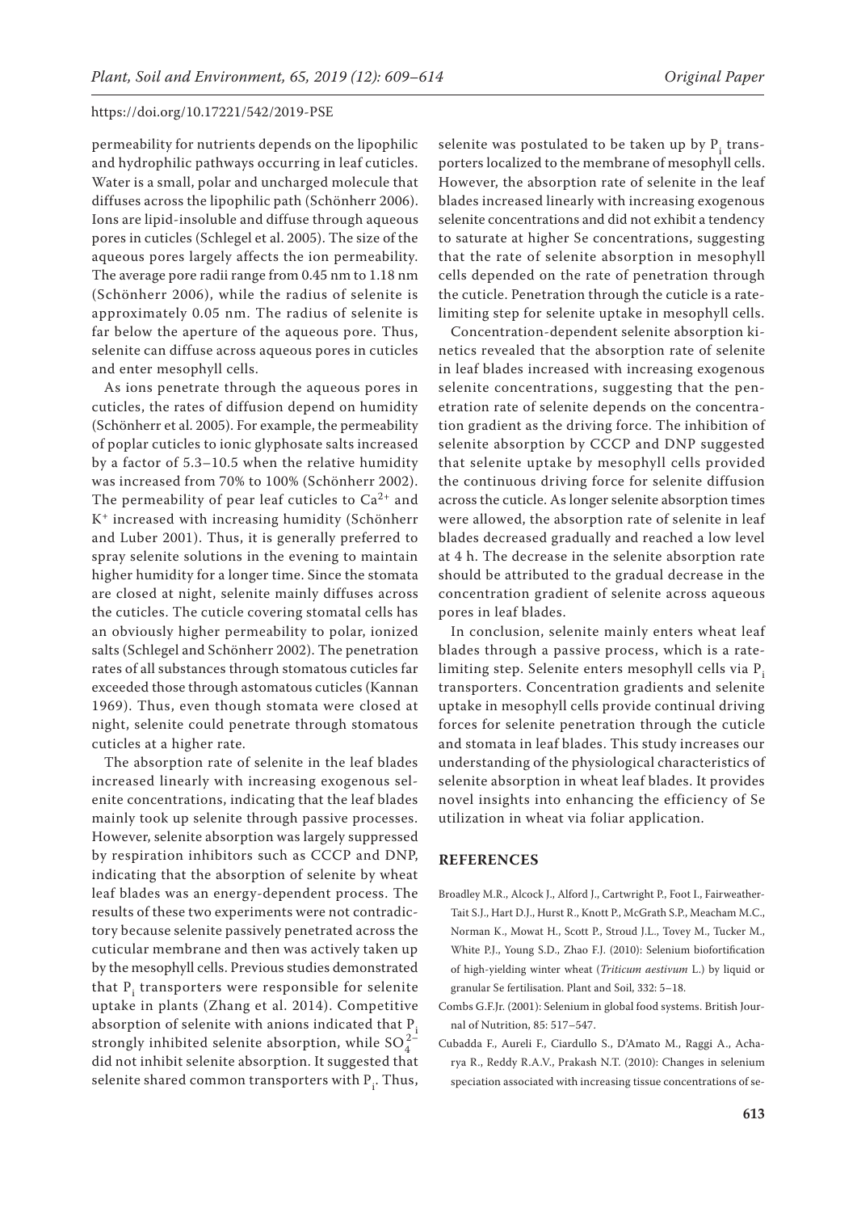permeability for nutrients depends on the lipophilic and hydrophilic pathways occurring in leaf cuticles. Water is a small, polar and uncharged molecule that diffuses across the lipophilic path (Schönherr 2006). Ions are lipid-insoluble and diffuse through aqueous pores in cuticles (Schlegel et al. 2005). The size of the aqueous pores largely affects the ion permeability. The average pore radii range from 0.45 nm to 1.18 nm (Schönherr 2006), while the radius of selenite is approximately 0.05 nm. The radius of selenite is far below the aperture of the aqueous pore. Thus, selenite can diffuse across aqueous pores in cuticles and enter mesophyll cells.

As ions penetrate through the aqueous pores in cuticles, the rates of diffusion depend on humidity (Schönherr et al. 2005). For example, the permeability of poplar cuticles to ionic glyphosate salts increased by a factor of 5.3–10.5 when the relative humidity was increased from 70% to 100% (Schönherr 2002). The permeability of pear leaf cuticles to $Ca^{2+}$ and $K^{+}$ increased with increasing humidity (Schönherr and Luber 2001). Thus, it is generally preferred to spray selenite solutions in the evening to maintain higher humidity for a longer time. Since the stomata are closed at night, selenite mainly diffuses across the cuticles. The cuticle covering stomatal cells has an obviously higher permeability to polar, ionized salts (Schlegel and Schönherr 2002). The penetration rates of all substances through stomatous cuticles far exceeded those through astomatous cuticles (Kannan 1969). Thus, even though stomata were closed at night, selenite could penetrate through stomatous cuticles at a higher rate.

The absorption rate of selenite in the leaf blades increased linearly with increasing exogenous selenite concentrations, indicating that the leaf blades mainly took up selenite through passive processes. However, selenite absorption was largely suppressed by respiration inhibitors such as CCCP and DNP, indicating that the absorption of selenite by wheat leaf blades was an energy-dependent process. The results of these two experiments were not contradictory because selenite passively penetrated across the cuticular membrane and then was actively taken up by the mesophyll cells. Previous studies demonstrated that $P_i$ transporters were responsible for selenite uptake in plants (Zhang et al. 2014). Competitive absorption of selenite with anions indicated that $P_i$ strongly inhibited selenite absorption, while $SO_4^{2-}$ did not inhibit selenite absorption. It suggested that selenite shared common transporters with $P_i$. Thus, selenite was postulated to be taken up by $P_i$ transporters localized to the membrane of mesophyll cells. However, the absorption rate of selenite in the leaf blades increased linearly with increasing exogenous selenite concentrations and did not exhibit a tendency to saturate at higher Se concentrations, suggesting that the rate of selenite absorption in mesophyll cells depended on the rate of penetration through the cuticle. Penetration through the cuticle is a rate-limiting step for selenite uptake in mesophyll cells.

Concentration-dependent selenite absorption kinetics revealed that the absorption rate of selenite in leaf blades increased with increasing exogenous selenite concentrations, suggesting that the penetration rate of selenite depends on the concentration gradient as the driving force. The inhibition of selenite absorption by CCCP and DNP suggested that selenite uptake by mesophyll cells provided the continuous driving force for selenite diffusion across the cuticle. As longer selenite absorption times were allowed, the absorption rate of selenite in leaf blades decreased gradually and reached a low level at 4 h. The decrease in the selenite absorption rate should be attributed to the gradual decrease in the concentration gradient of selenite across aqueous pores in leaf blades.

In conclusion, selenite mainly enters wheat leaf blades through a passive process, which is a rate-limiting step. Selenite enters mesophyll cells via $P_i$ transporters. Concentration gradients and selenite uptake in mesophyll cells provide continual driving forces for selenite penetration through the cuticle and stomata in leaf blades. This study increases our understanding of the physiological characteristics of selenite absorption in wheat leaf blades. It provides novel insights into enhancing the efficiency of Se utilization in wheat via foliar application.

## REFERENCES

Broadley M.R., Alcock J., Alford J., Cartwright P., Foot I., Fairweather-Tait S.J., Hart D.J., Hurst R., Knott P., McGrath S.P., Meacham M.C., Norman K., Mowat H., Scott P., Stroud J.L., Tovey M., Tucker M., White P.J., Young S.D., Zhao F.J. (2010): Selenium biofortification of high-yielding winter wheat (*Triticum aestivum* L.) by liquid or granular Se fertilisation. Plant and Soil, 332: 5–18.

Combs G.F.Jr. (2001): Selenium in global food systems. British Journal of Nutrition, 85: 517–547.

Cubadda F., Aureli F., Ciardullo S., D'Amato M., Raggi A., Acharya R., Reddy R.A.V., Prakash N.T. (2010): Changes in selenium speciation associated with increasing tissue concentrations of se-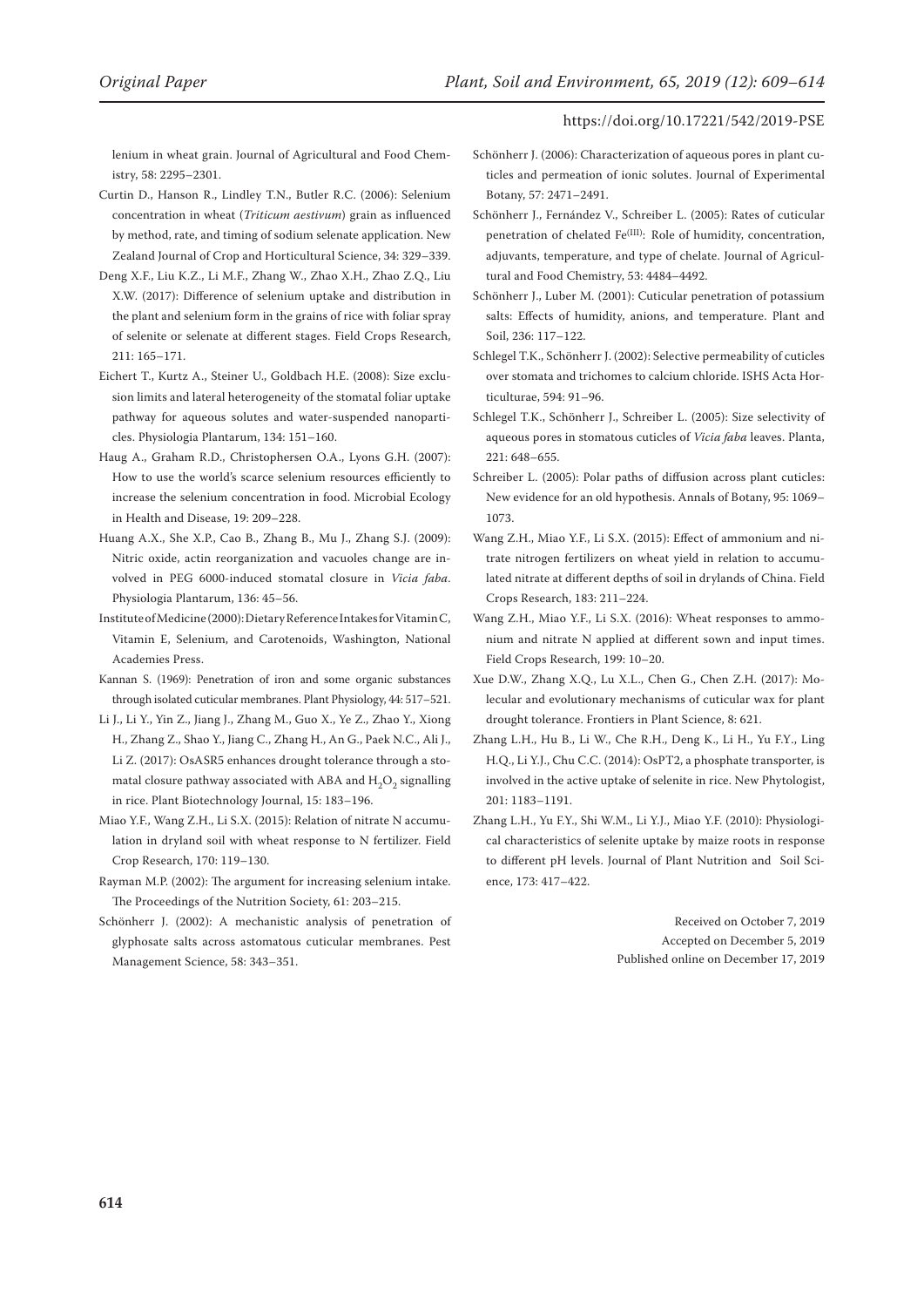lenium in wheat grain. Journal of Agricultural and Food Chemistry, 58: 2295–2301.

Curtin D., Hanson R., Lindley T.N., Butler R.C. (2006): Selenium concentration in wheat (*Triticum aestivum*) grain as influenced by method, rate, and timing of sodium selenate application. New Zealand Journal of Crop and Horticultural Science, 34: 329–339.

Deng X.F., Liu K.Z., Li M.F., Zhang W., Zhao X.H., Zhao Z.Q., Liu X.W. (2017): Difference of selenium uptake and distribution in the plant and selenium form in the grains of rice with foliar spray of selenite or selenate at different stages. Field Crops Research, 211: 165–171.

Eichert T., Kurtz A., Steiner U., Goldbach H.E. (2008): Size exclusion limits and lateral heterogeneity of the stomatal foliar uptake pathway for aqueous solutes and water-suspended nanoparticles. Physiologia Plantarum, 134: 151–160.

Haug A., Graham R.D., Christophersen O.A., Lyons G.H. (2007): How to use the world's scarce selenium resources efficiently to increase the selenium concentration in food. Microbial Ecology in Health and Disease, 19: 209–228.

Huang A.X., She X.P., Cao B., Zhang B., Mu J., Zhang S.J. (2009): Nitric oxide, actin reorganization and vacuoles change are involved in PEG 6000-induced stomatal closure in *Vicia faba*. Physiologia Plantarum, 136: 45–56.

Institute of Medicine (2000): Dietary Reference Intakes for Vitamin C, Vitamin E, Selenium, and Carotenoids, Washington, National Academies Press.

Kannan S. (1969): Penetration of iron and some organic substances through isolated cuticular membranes. Plant Physiology, 44: 517–521.

Li J., Li Y., Yin Z., Jiang J., Zhang M., Guo X., Ye Z., Zhao Y., Xiong H., Zhang Z., Shao Y., Jiang C., Zhang H., An G., Paek N.C., Ali J., Li Z. (2017): OsASR5 enhances drought tolerance through a stomatal closure pathway associated with ABA and $H_2O_2$ signalling in rice. Plant Biotechnology Journal, 15: 183–196.

Miao Y.F., Wang Z.H., Li S.X. (2015): Relation of nitrate N accumulation in dryland soil with wheat response to N fertilizer. Field Crop Research, 170: 119–130.

Rayman M.P. (2002): The argument for increasing selenium intake. The Proceedings of the Nutrition Society, 61: 203–215.

Schönherr J. (2002): A mechanistic analysis of penetration of glyphosate salts across astomatous cuticular membranes. Pest Management Science, 58: 343–351.

Schönherr J. (2006): Characterization of aqueous pores in plant cuticles and permeation of ionic solutes. Journal of Experimental Botany, 57: 2471–2491.

Schönherr J., Fernández V., Schreiber L. (2005): Rates of cuticular penetration of chelated $Fe^{(III)}$: Role of humidity, concentration, adjuvants, temperature, and type of chelate. Journal of Agricultural and Food Chemistry, 53: 4484–4492.

Schönherr J., Luber M. (2001): Cuticular penetration of potassium salts: Effects of humidity, anions, and temperature. Plant and Soil, 236: 117–122.

Schlegel T.K., Schönherr J. (2002): Selective permeability of cuticles over stomata and trichomes to calcium chloride. ISHS Acta Horticulturae, 594: 91–96.

Schlegel T.K., Schönherr J., Schreiber L. (2005): Size selectivity of aqueous pores in stomatous cuticles of *Vicia faba* leaves. Planta, 221: 648–655.

Schreiber L. (2005): Polar paths of diffusion across plant cuticles: New evidence for an old hypothesis. Annals of Botany, 95: 1069–1073.

Wang Z.H., Miao Y.F., Li S.X. (2015): Effect of ammonium and nitrate nitrogen fertilizers on wheat yield in relation to accumulated nitrate at different depths of soil in drylands of China. Field Crops Research, 183: 211–224.

Wang Z.H., Miao Y.F., Li S.X. (2016): Wheat responses to ammonium and nitrate N applied at different sown and input times. Field Crops Research, 199: 10–20.

Xue D.W., Zhang X.Q., Lu X.L., Chen G., Chen Z.H. (2017): Molecular and evolutionary mechanisms of cuticular wax for plant drought tolerance. Frontiers in Plant Science, 8: 621.

Zhang L.H., Hu B., Li W., Che R.H., Deng K., Li H., Yu F.Y., Ling H.Q., Li Y.J., Chu C.C. (2014): OsPT2, a phosphate transporter, is involved in the active uptake of selenite in rice. New Phytologist, 201: 1183–1191.

Zhang L.H., Yu F.Y., Shi W.M., Li Y.J., Miao Y.F. (2010): Physiological characteristics of selenite uptake by maize roots in response to different pH levels. Journal of Plant Nutrition and Soil Science, 173: 417–422.

Received on October 7, 2019
Accepted on December 5, 2019
Published online on December 17, 2019